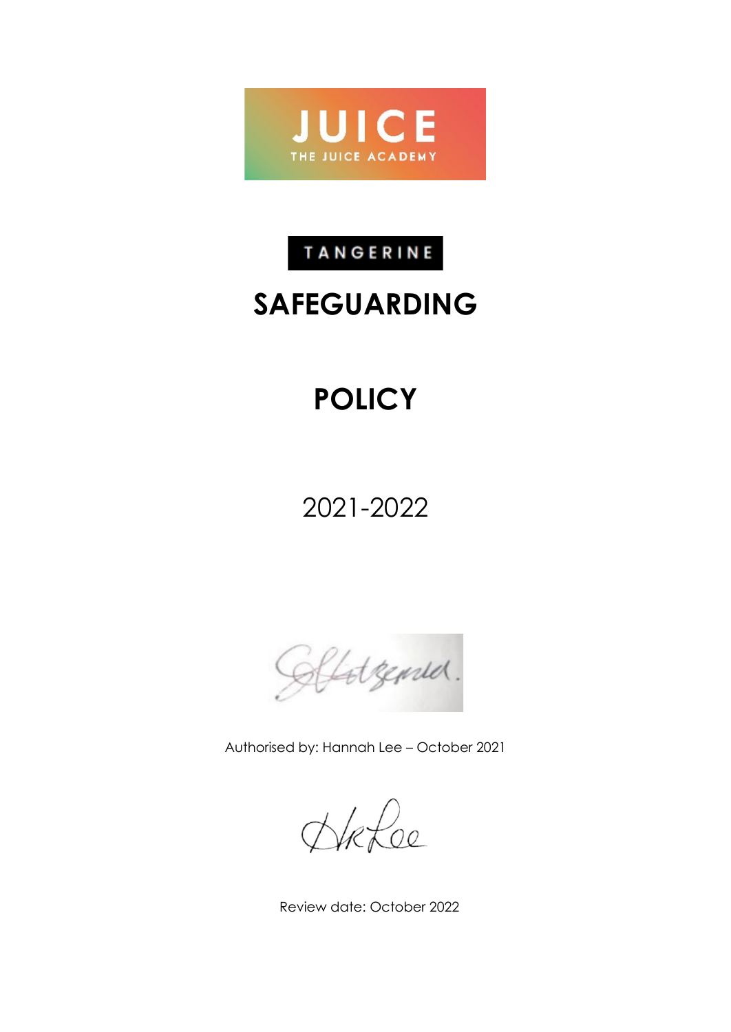JUICE

THE JUICE ACADEMY

TANGERINE

# SAFEGUARDING

# POLICY

2021-2022

Authorised by: Hannah Lee – October 2021

Review date: October 2022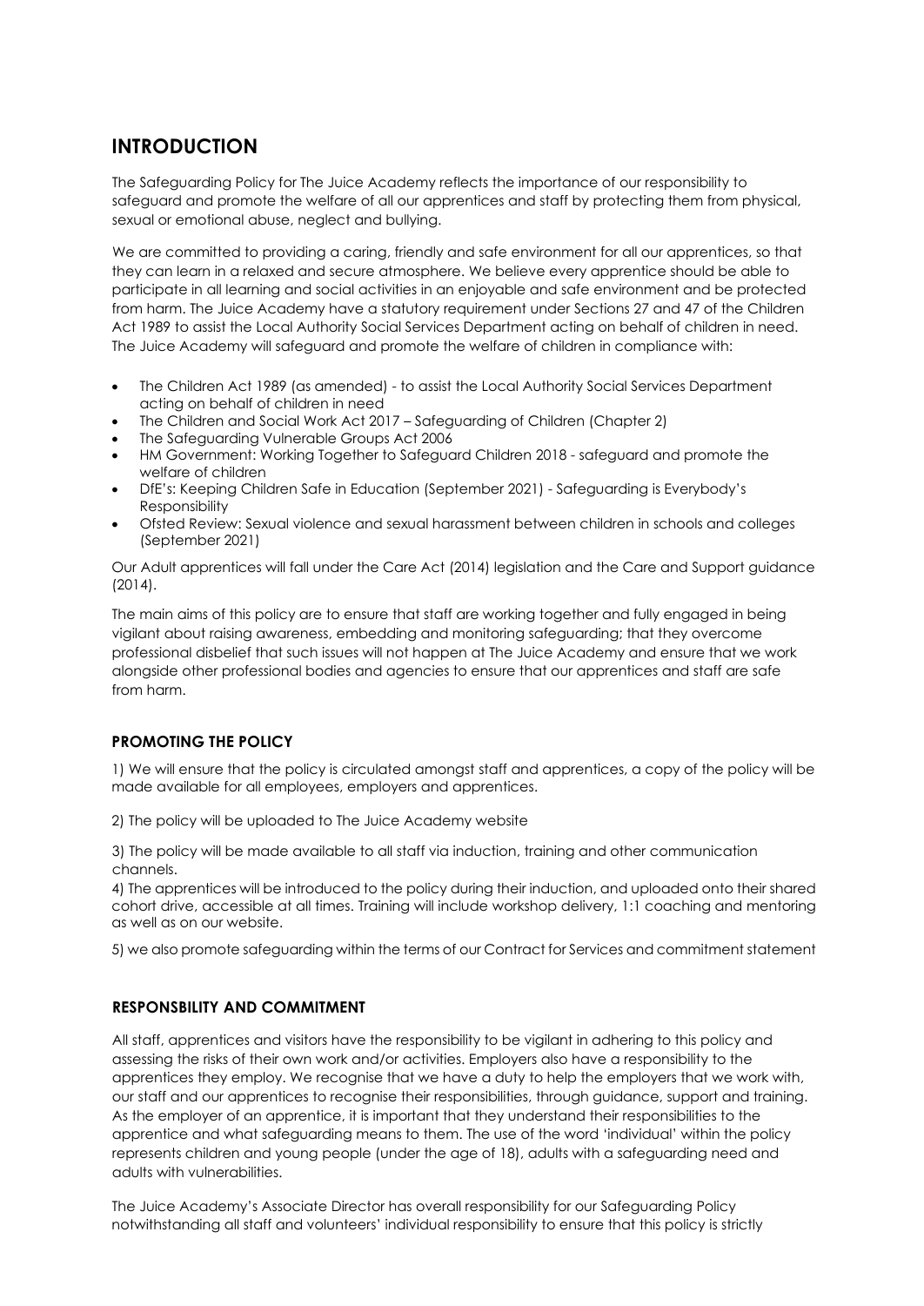# INTRODUCTION

The Safeguarding Policy for The Juice Academy reflects the importance of our responsibility to safeguard and promote the welfare of all our apprentices and staff by protecting them from physical, sexual or emotional abuse, neglect and bullying.

We are committed to providing a caring, friendly and safe environment for all our apprentices, so that they can learn in a relaxed and secure atmosphere. We believe every apprentice should be able to participate in all learning and social activities in an enjoyable and safe environment and be protected from harm. The Juice Academy have a statutory requirement under Sections 27 and 47 of the Children Act 1989 to assist the Local Authority Social Services Department acting on behalf of children in need. The Juice Academy will safeguard and promote the welfare of children in compliance with:

- The Children Act 1989 (as amended) - to assist the Local Authority Social Services Department acting on behalf of children in need
- The Children and Social Work Act 2017 – Safeguarding of Children (Chapter 2)
- The Safeguarding Vulnerable Groups Act 2006
- HM Government: Working Together to Safeguard Children 2018 - safeguard and promote the welfare of children
- DfE's: Keeping Children Safe in Education (September 2021) - Safeguarding is Everybody's Responsibility
- Ofsted Review: Sexual violence and sexual harassment between children in schools and colleges (September 2021)

Our Adult apprentices will fall under the Care Act (2014) legislation and the Care and Support guidance (2014).

The main aims of this policy are to ensure that staff are working together and fully engaged in being vigilant about raising awareness, embedding and monitoring safeguarding; that they overcome professional disbelief that such issues will not happen at The Juice Academy and ensure that we work alongside other professional bodies and agencies to ensure that our apprentices and staff are safe from harm.

### PROMOTING THE POLICY

1) We will ensure that the policy is circulated amongst staff and apprentices, a copy of the policy will be made available for all employees, employers and apprentices.

2) The policy will be uploaded to The Juice Academy website

3) The policy will be made available to all staff via induction, training and other communication channels.

4) The apprentices will be introduced to the policy during their induction, and uploaded onto their shared cohort drive, accessible at all times. Training will include workshop delivery, 1:1 coaching and mentoring as well as on our website.

5) we also promote safeguarding within the terms of our Contract for Services and commitment statement

### RESPONSBILITY AND COMMITMENT

All staff, apprentices and visitors have the responsibility to be vigilant in adhering to this policy and assessing the risks of their own work and/or activities. Employers also have a responsibility to the apprentices they employ. We recognise that we have a duty to help the employers that we work with, our staff and our apprentices to recognise their responsibilities, through guidance, support and training. As the employer of an apprentice, it is important that they understand their responsibilities to the apprentice and what safeguarding means to them. The use of the word 'individual' within the policy represents children and young people (under the age of 18), adults with a safeguarding need and adults with vulnerabilities.

The Juice Academy's Associate Director has overall responsibility for our Safeguarding Policy notwithstanding all staff and volunteers' individual responsibility to ensure that this policy is strictly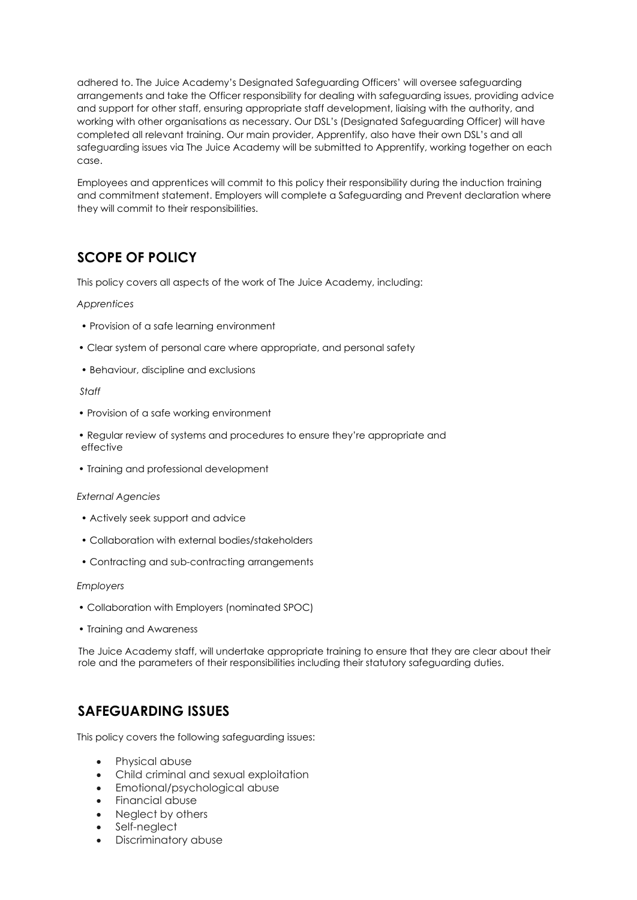adhered to. The Juice Academy's Designated Safeguarding Officers' will oversee safeguarding arrangements and take the Officer responsibility for dealing with safeguarding issues, providing advice and support for other staff, ensuring appropriate staff development, liaising with the authority, and working with other organisations as necessary. Our DSL's (Designated Safeguarding Officer) will have completed all relevant training. Our main provider, Apprentify, also have their own DSL's and all safeguarding issues via The Juice Academy will be submitted to Apprentify, working together on each case.

Employees and apprentices will commit to this policy their responsibility during the induction training and commitment statement. Employers will complete a Safeguarding and Prevent declaration where they will commit to their responsibilities.

## SCOPE OF POLICY

This policy covers all aspects of the work of The Juice Academy, including:

*Apprentices*

- Provision of a safe learning environment
- Clear system of personal care where appropriate, and personal safety
- Behaviour, discipline and exclusions

*Staff*

- Provision of a safe working environment
- Regular review of systems and procedures to ensure they're appropriate and effective
- Training and professional development

*External Agencies*

- Actively seek support and advice
- Collaboration with external bodies/stakeholders
- Contracting and sub-contracting arrangements

*Employers*

- Collaboration with Employers (nominated SPOC)
- Training and Awareness

The Juice Academy staff, will undertake appropriate training to ensure that they are clear about their role and the parameters of their responsibilities including their statutory safeguarding duties.

## SAFEGUARDING ISSUES

This policy covers the following safeguarding issues:

- Physical abuse
- Child criminal and sexual exploitation
- Emotional/psychological abuse
- Financial abuse
- Neglect by others
- Self-neglect
- Discriminatory abuse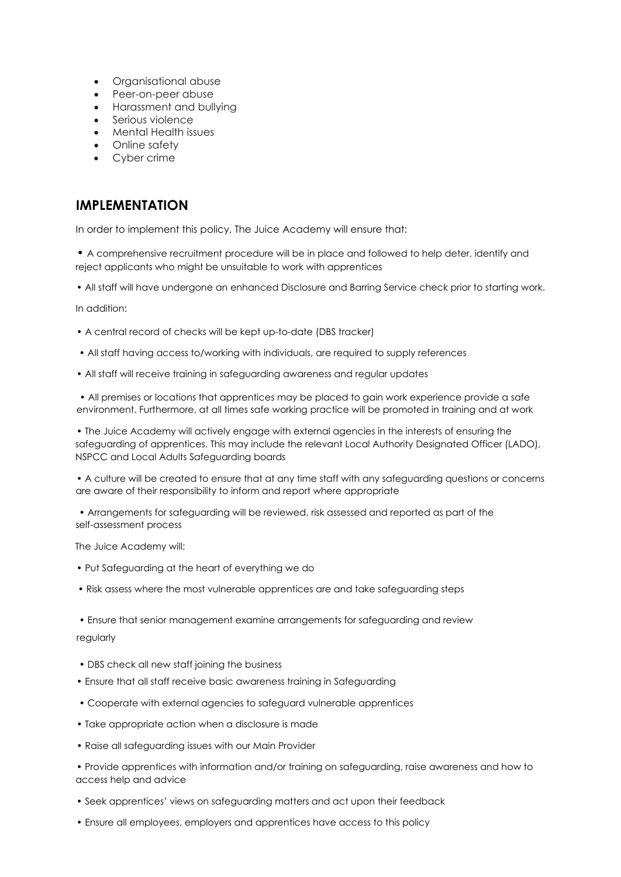- Organisational abuse
- Peer-on-peer abuse
- Harassment and bullying
- Serious violence
- Mental Health issues
- Online safety
- Cyber crime

## IMPLEMENTATION

In order to implement this policy, The Juice Academy will ensure that:

- A comprehensive recruitment procedure will be in place and followed to help deter, identify and reject applicants who might be unsuitable to work with apprentices
- All staff will have undergone an enhanced Disclosure and Barring Service check prior to starting work.

In addition:

- A central record of checks will be kept up-to-date (DBS tracker)
- All staff having access to/working with individuals, are required to supply references
- All staff will receive training in safeguarding awareness and regular updates
- All premises or locations that apprentices may be placed to gain work experience provide a safe environment. Furthermore, at all times safe working practice will be promoted in training and at work
- The Juice Academy will actively engage with external agencies in the interests of ensuring the safeguarding of apprentices. This may include the relevant Local Authority Designated Officer (LADO), NSPCC and Local Adults Safeguarding boards
- A culture will be created to ensure that at any time staff with any safeguarding questions or concerns are aware of their responsibility to inform and report where appropriate
- Arrangements for safeguarding will be reviewed, risk assessed and reported as part of the self-assessment process

The Juice Academy will:

- Put Safeguarding at the heart of everything we do
- Risk assess where the most vulnerable apprentices are and take safeguarding steps
- Ensure that senior management examine arrangements for safeguarding and review regularly
- DBS check all new staff joining the business
- Ensure that all staff receive basic awareness training in Safeguarding
- Cooperate with external agencies to safeguard vulnerable apprentices
- Take appropriate action when a disclosure is made
- Raise all safeguarding issues with our Main Provider
- Provide apprentices with information and/or training on safeguarding, raise awareness and how to access help and advice
- Seek apprentices' views on safeguarding matters and act upon their feedback
- Ensure all employees, employers and apprentices have access to this policy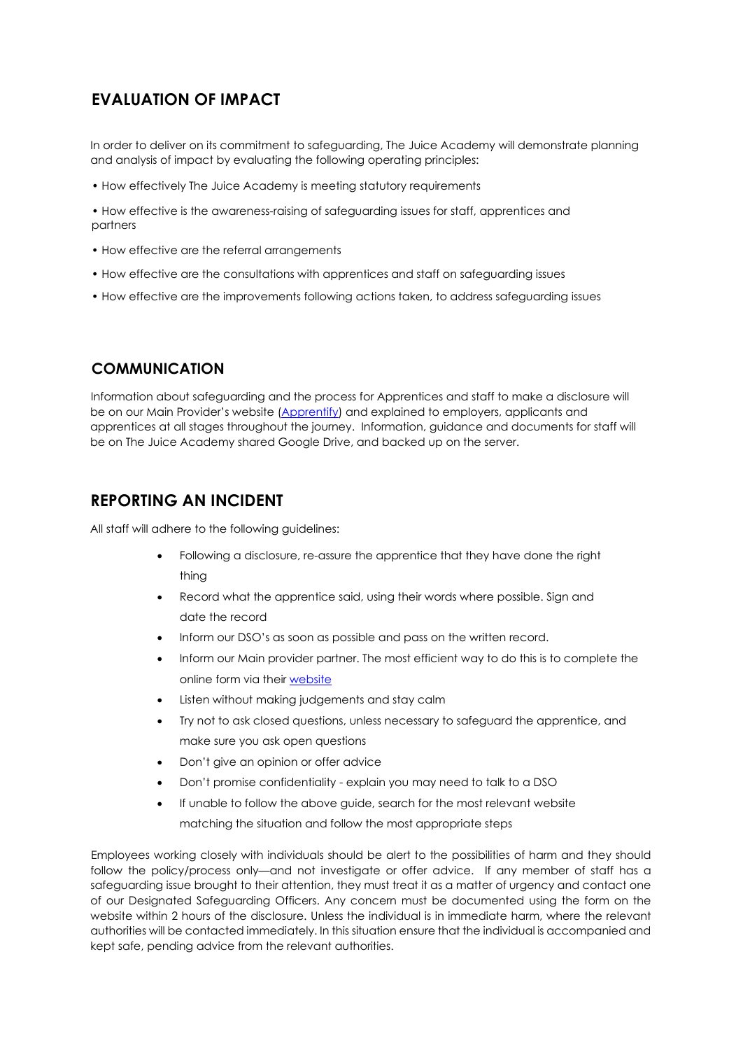## EVALUATION OF IMPACT

In order to deliver on its commitment to safeguarding, The Juice Academy will demonstrate planning and analysis of impact by evaluating the following operating principles:

- How effectively The Juice Academy is meeting statutory requirements
- How effective is the awareness-raising of safeguarding issues for staff, apprentices and partners
- How effective are the referral arrangements
- How effective are the consultations with apprentices and staff on safeguarding issues
- How effective are the improvements following actions taken, to address safeguarding issues

## COMMUNICATION

Information about safeguarding and the process for Apprentices and staff to make a disclosure will be on our Main Provider's website (Apprentify) and explained to employers, applicants and apprentices at all stages throughout the journey. Information, guidance and documents for staff will be on The Juice Academy shared Google Drive, and backed up on the server.

## REPORTING AN INCIDENT

All staff will adhere to the following guidelines:

- Following a disclosure, re-assure the apprentice that they have done the right thing
- Record what the apprentice said, using their words where possible. Sign and date the record
- Inform our DSO's as soon as possible and pass on the written record.
- Inform our Main provider partner. The most efficient way to do this is to complete the online form via their website
- Listen without making judgements and stay calm
- Try not to ask closed questions, unless necessary to safeguard the apprentice, and make sure you ask open questions
- Don't give an opinion or offer advice
- Don't promise confidentiality - explain you may need to talk to a DSO
- If unable to follow the above guide, search for the most relevant website matching the situation and follow the most appropriate steps

Employees working closely with individuals should be alert to the possibilities of harm and they should follow the policy/process only—and not investigate or offer advice. If any member of staff has a safeguarding issue brought to their attention, they must treat it as a matter of urgency and contact one of our Designated Safeguarding Officers. Any concern must be documented using the form on the website within 2 hours of the disclosure. Unless the individual is in immediate harm, where the relevant authorities will be contacted immediately. In this situation ensure that the individual is accompanied and kept safe, pending advice from the relevant authorities.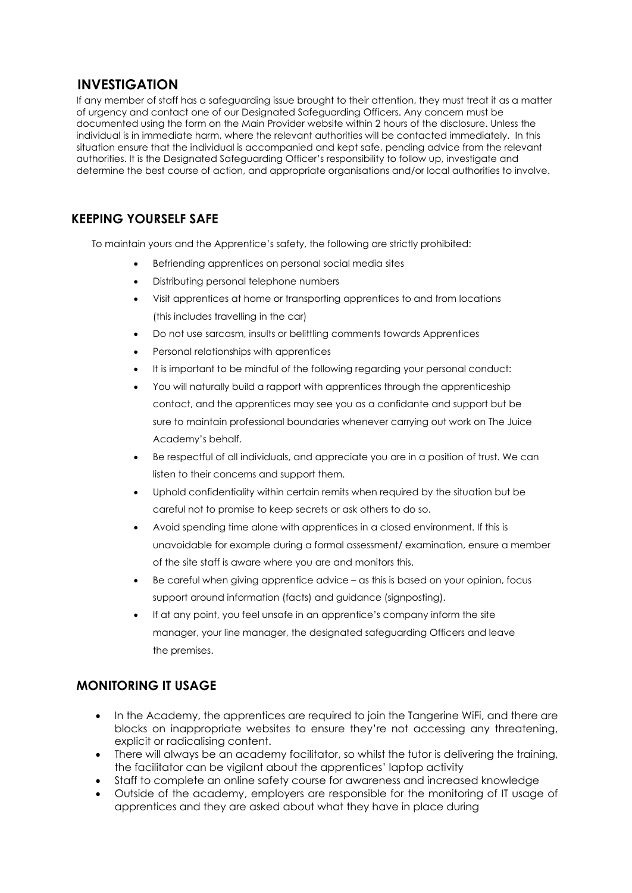## INVESTIGATION

If any member of staff has a safeguarding issue brought to their attention, they must treat it as a matter of urgency and contact one of our Designated Safeguarding Officers. Any concern must be documented using the form on the Main Provider website within 2 hours of the disclosure. Unless the individual is in immediate harm, where the relevant authorities will be contacted immediately. In this situation ensure that the individual is accompanied and kept safe, pending advice from the relevant authorities. It is the Designated Safeguarding Officer's responsibility to follow up, investigate and determine the best course of action, and appropriate organisations and/or local authorities to involve.

## KEEPING YOURSELF SAFE

To maintain yours and the Apprentice's safety, the following are strictly prohibited:

- Befriending apprentices on personal social media sites
- Distributing personal telephone numbers
- Visit apprentices at home or transporting apprentices to and from locations (this includes travelling in the car)
- Do not use sarcasm, insults or belittling comments towards Apprentices
- Personal relationships with apprentices
- It is important to be mindful of the following regarding your personal conduct:
- You will naturally build a rapport with apprentices through the apprenticeship contact, and the apprentices may see you as a confidante and support but be sure to maintain professional boundaries whenever carrying out work on The Juice Academy's behalf.
- Be respectful of all individuals, and appreciate you are in a position of trust. We can listen to their concerns and support them.
- Uphold confidentiality within certain remits when required by the situation but be careful not to promise to keep secrets or ask others to do so.
- Avoid spending time alone with apprentices in a closed environment. If this is unavoidable for example during a formal assessment/ examination, ensure a member of the site staff is aware where you are and monitors this.
- Be careful when giving apprentice advice – as this is based on your opinion, focus support around information (facts) and guidance (signposting).
- If at any point, you feel unsafe in an apprentice's company inform the site manager, your line manager, the designated safeguarding Officers and leave the premises.

## MONITORING IT USAGE

- In the Academy, the apprentices are required to join the Tangerine WiFi, and there are blocks on inappropriate websites to ensure they're not accessing any threatening, explicit or radicalising content.
- There will always be an academy facilitator, so whilst the tutor is delivering the training, the facilitator can be vigilant about the apprentices' laptop activity
- Staff to complete an online safety course for awareness and increased knowledge
- Outside of the academy, employers are responsible for the monitoring of IT usage of apprentices and they are asked about what they have in place during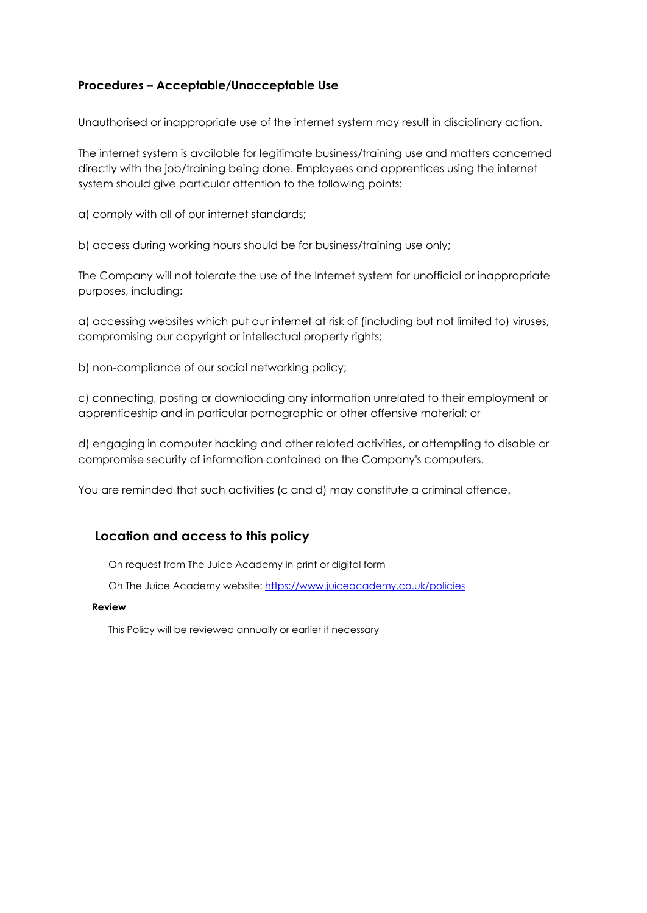### Procedures – Acceptable/Unacceptable Use

Unauthorised or inappropriate use of the internet system may result in disciplinary action.

The internet system is available for legitimate business/training use and matters concerned directly with the job/training being done. Employees and apprentices using the internet system should give particular attention to the following points:

a) comply with all of our internet standards;

b) access during working hours should be for business/training use only;

The Company will not tolerate the use of the Internet system for unofficial or inappropriate purposes, including:

a) accessing websites which put our internet at risk of (including but not limited to) viruses, compromising our copyright or intellectual property rights;

b) non-compliance of our social networking policy;

c) connecting, posting or downloading any information unrelated to their employment or apprenticeship and in particular pornographic or other offensive material; or

d) engaging in computer hacking and other related activities, or attempting to disable or compromise security of information contained on the Company's computers.

You are reminded that such activities (c and d) may constitute a criminal offence.

## Location and access to this policy

On request from The Juice Academy in print or digital form

On The Juice Academy website: [https://www.juiceacademy.co.uk/policies](https://www.juiceacademy.co.uk/policies)

**Review**

This Policy will be reviewed annually or earlier if necessary